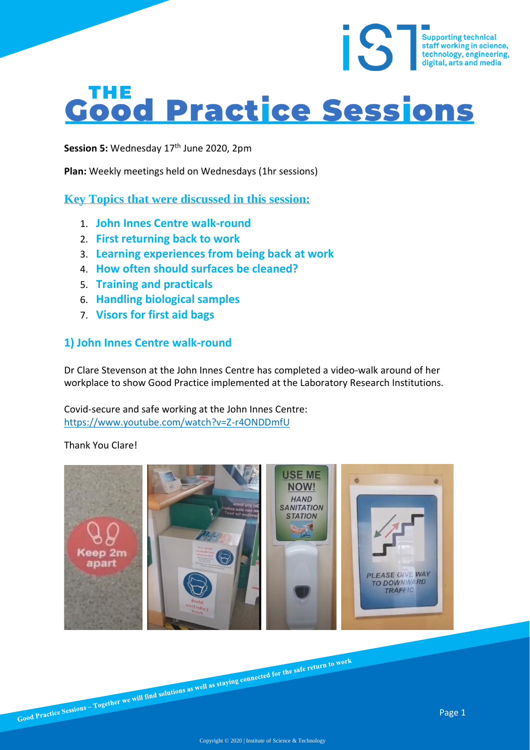# THE Good Practice Sessions

**Session 5:** Wednesday 17th June 2020, 2pm

**Plan:** Weekly meetings held on Wednesdays (1hr sessions)

## Key Topics that were discussed in this session:

1. John Innes Centre walk-round
2. First returning back to work
3. Learning experiences from being back at work
4. How often should surfaces be cleaned?
5. Training and practicals
6. Handling biological samples
7. Visors for first aid bags

## 1) John Innes Centre walk-round

Dr Clare Stevenson at the John Innes Centre has completed a video-walk around of her workplace to show Good Practice implemented at the Laboratory Research Institutions.

Covid-secure and safe working at the John Innes Centre:
https://www.youtube.com/watch?v=Z-r4ONDDmfU

Thank You Clare!

Good Practice Sessions – Together we will find solutions as well as staying connected for the safe return to work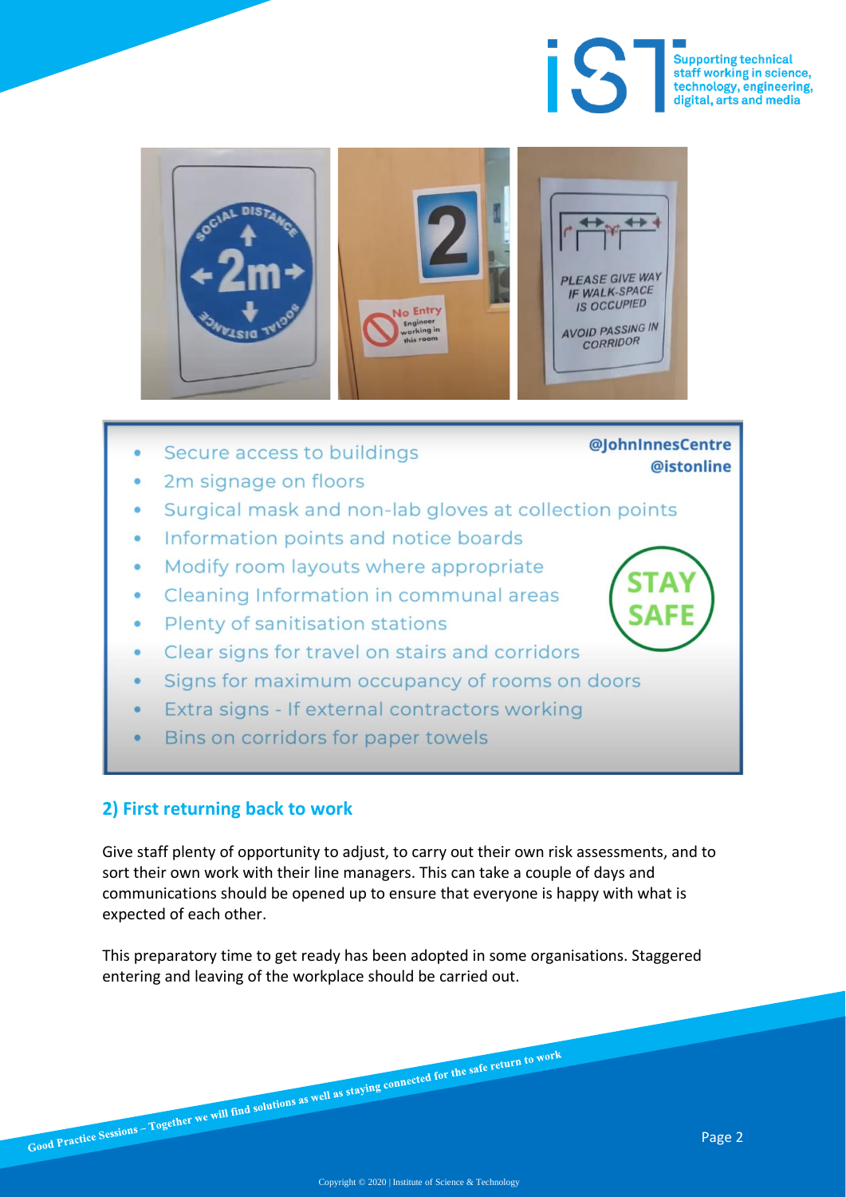- Secure access to buildings
- 2m signage on floors
- Surgical mask and non-lab gloves at collection points
- Information points and notice boards
- Modify room layouts where appropriate
- Cleaning Information in communal areas
- Plenty of sanitisation stations
- Clear signs for travel on stairs and corridors
- Signs for maximum occupancy of rooms on doors
- Extra signs - If external contractors working
- Bins on corridors for paper towels

@JohnInnesCentre
@istonline

STAY SAFE

## 2) First returning back to work

Give staff plenty of opportunity to adjust, to carry out their own risk assessments, and to sort their own work with their line managers. This can take a couple of days and communications should be opened up to ensure that everyone is happy with what is expected of each other.

This preparatory time to get ready has been adopted in some organisations. Staggered entering and leaving of the workplace should be carried out.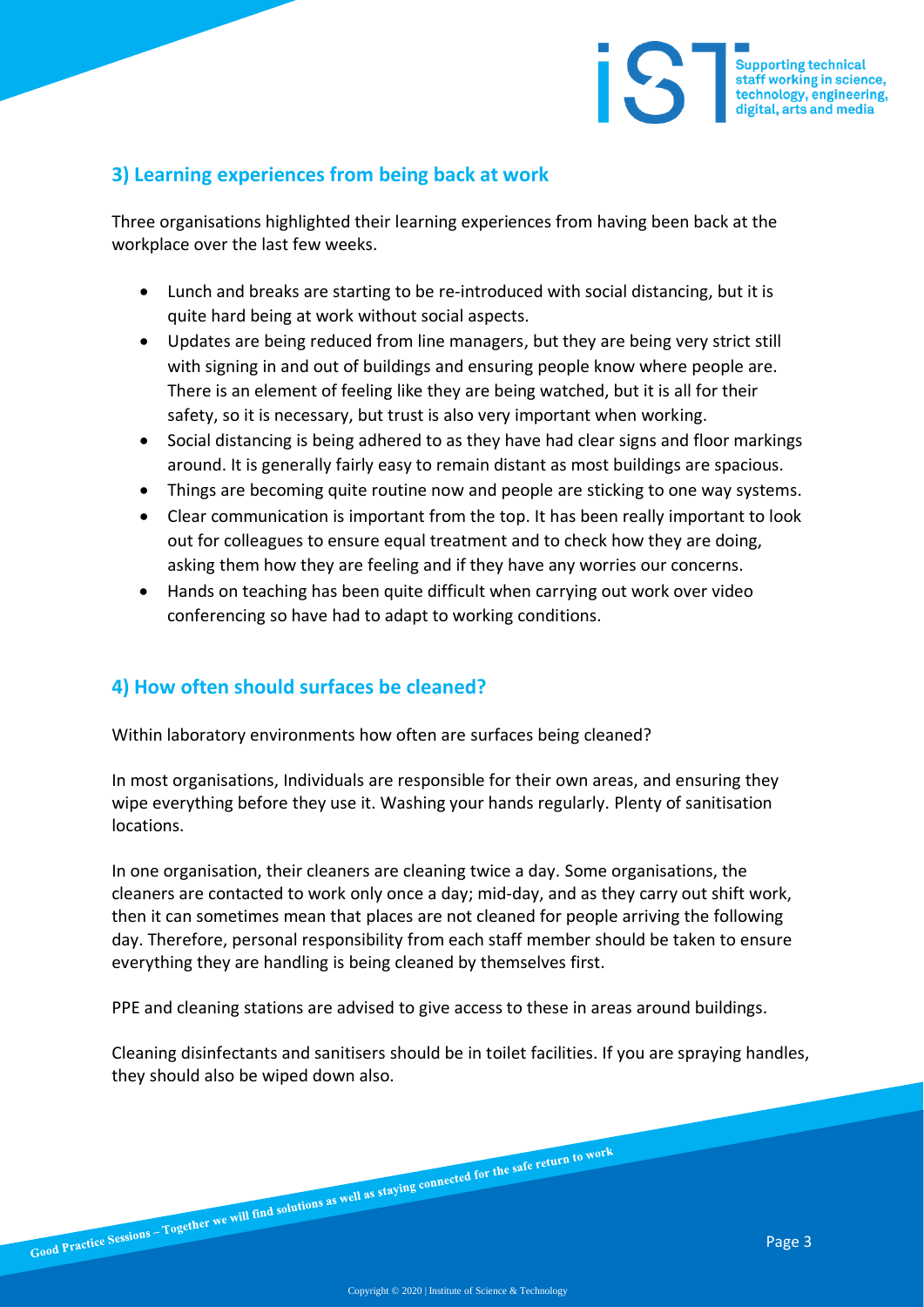## 3) Learning experiences from being back at work

Three organisations highlighted their learning experiences from having been back at the workplace over the last few weeks.

- Lunch and breaks are starting to be re-introduced with social distancing, but it is quite hard being at work without social aspects.
- Updates are being reduced from line managers, but they are being very strict still with signing in and out of buildings and ensuring people know where people are. There is an element of feeling like they are being watched, but it is all for their safety, so it is necessary, but trust is also very important when working.
- Social distancing is being adhered to as they have had clear signs and floor markings around. It is generally fairly easy to remain distant as most buildings are spacious.
- Things are becoming quite routine now and people are sticking to one way systems.
- Clear communication is important from the top. It has been really important to look out for colleagues to ensure equal treatment and to check how they are doing, asking them how they are feeling and if they have any worries our concerns.
- Hands on teaching has been quite difficult when carrying out work over video conferencing so have had to adapt to working conditions.

## 4) How often should surfaces be cleaned?

Within laboratory environments how often are surfaces being cleaned?

In most organisations, Individuals are responsible for their own areas, and ensuring they wipe everything before they use it. Washing your hands regularly. Plenty of sanitisation locations.

In one organisation, their cleaners are cleaning twice a day. Some organisations, the cleaners are contacted to work only once a day; mid-day, and as they carry out shift work, then it can sometimes mean that places are not cleaned for people arriving the following day. Therefore, personal responsibility from each staff member should be taken to ensure everything they are handling is being cleaned by themselves first.

PPE and cleaning stations are advised to give access to these in areas around buildings.

Cleaning disinfectants and sanitisers should be in toilet facilities. If you are spraying handles, they should also be wiped down also.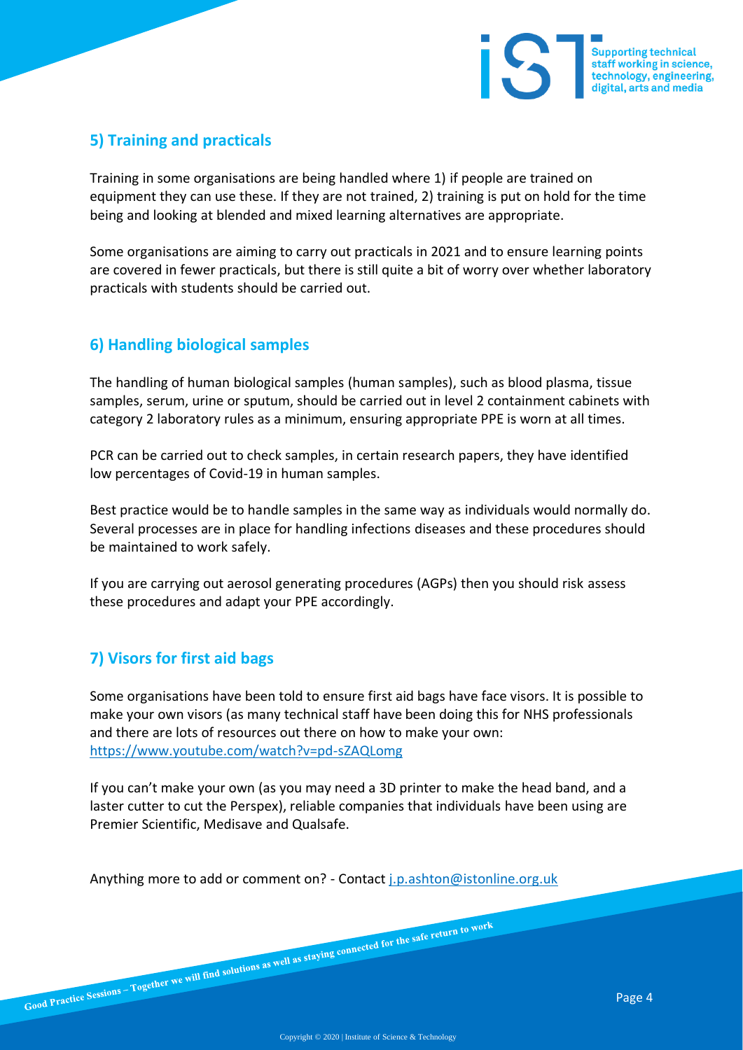## 5) Training and practicals

Training in some organisations are being handled where 1) if people are trained on equipment they can use these. If they are not trained, 2) training is put on hold for the time being and looking at blended and mixed learning alternatives are appropriate.

Some organisations are aiming to carry out practicals in 2021 and to ensure learning points are covered in fewer practicals, but there is still quite a bit of worry over whether laboratory practicals with students should be carried out.

## 6) Handling biological samples

The handling of human biological samples (human samples), such as blood plasma, tissue samples, serum, urine or sputum, should be carried out in level 2 containment cabinets with category 2 laboratory rules as a minimum, ensuring appropriate PPE is worn at all times.

PCR can be carried out to check samples, in certain research papers, they have identified low percentages of Covid-19 in human samples.

Best practice would be to handle samples in the same way as individuals would normally do. Several processes are in place for handling infections diseases and these procedures should be maintained to work safely.

If you are carrying out aerosol generating procedures (AGPs) then you should risk assess these procedures and adapt your PPE accordingly.

## 7) Visors for first aid bags

Some organisations have been told to ensure first aid bags have face visors. It is possible to make your own visors (as many technical staff have been doing this for NHS professionals and there are lots of resources out there on how to make your own: https://www.youtube.com/watch?v=pd-sZAQLomg

If you can't make your own (as you may need a 3D printer to make the head band, and a laster cutter to cut the Perspex), reliable companies that individuals have been using are Premier Scientific, Medisave and Qualsafe.

Anything more to add or comment on? - Contact j.p.ashton@istonline.org.uk